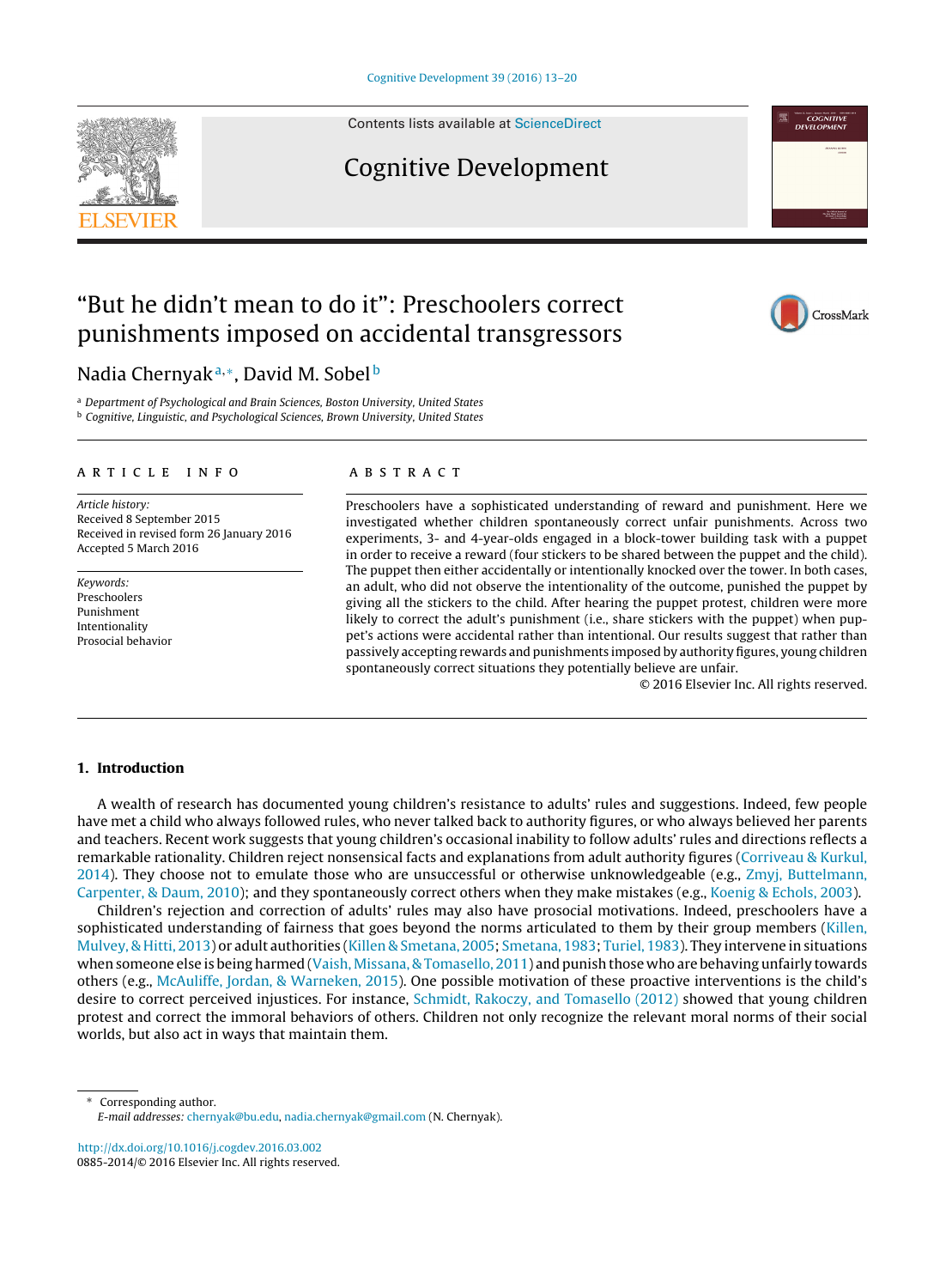# "But he didn't mean to do it": Preschoolers correct punishments imposed on accidental transgressors

Nadia Chernyak[a,*], David M. Sobel[b]

[a] Department of Psychological and Brain Sciences, Boston University, United States
[b] Cognitive, Linguistic, and Psychological Sciences, Brown University, United States

**ARTICLE INFO**

*Article history:*
Received 8 September 2015
Received in revised form 26 January 2016
Accepted 5 March 2016

*Keywords:*
Preschoolers
Punishment
Intentionality
Prosocial behavior

**ABSTRACT**

Preschoolers have a sophisticated understanding of reward and punishment. Here we investigated whether children spontaneously correct unfair punishments. Across two experiments, 3- and 4-year-olds engaged in a block-tower building task with a puppet in order to receive a reward (four stickers to be shared between the puppet and the child). The puppet then either accidentally or intentionally knocked over the tower. In both cases, an adult, who did not observe the intentionality of the outcome, punished the puppet by giving all the stickers to the child. After hearing the puppet protest, children were more likely to correct the adult's punishment (i.e., share stickers with the puppet) when puppet's actions were accidental rather than intentional. Our results suggest that rather than passively accepting rewards and punishments imposed by authority figures, young children spontaneously correct situations they potentially believe are unfair.

© 2016 Elsevier Inc. All rights reserved.

## 1. Introduction

A wealth of research has documented young children's resistance to adults' rules and suggestions. Indeed, few people have met a child who always followed rules, who never talked back to authority figures, or who always believed her parents and teachers. Recent work suggests that young children's occasional inability to follow adults' rules and directions reflects a remarkable rationality. Children reject nonsensical facts and explanations from adult authority figures (Corriveau & Kurkul, 2014). They choose not to emulate those who are unsuccessful or otherwise unknowledgeable (e.g., Zmyj, Buttelmann, Carpenter, & Daum, 2010); and they spontaneously correct others when they make mistakes (e.g., Koenig & Echols, 2003).

Children's rejection and correction of adults' rules may also have prosocial motivations. Indeed, preschoolers have a sophisticated understanding of fairness that goes beyond the norms articulated to them by their group members (Killen, Mulvey, & Hitti, 2013) or adult authorities (Killen & Smetana, 2005; Smetana, 1983; Turiel, 1983). They intervene in situations when someone else is being harmed (Vaish, Missana, & Tomasello, 2011) and punish those who are behaving unfairly towards others (e.g., McAuliffe, Jordan, & Warneken, 2015). One possible motivation of these proactive interventions is the child's desire to correct perceived injustices. For instance, Schmidt, Rakoczy, and Tomasello (2012) showed that young children protest and correct the immoral behaviors of others. Children not only recognize the relevant moral norms of their social worlds, but also act in ways that maintain them.

---

\* Corresponding author.
*E-mail addresses:* chernyak@bu.edu, nadia.chernyak@gmail.com (N. Chernyak).

http://dx.doi.org/10.1016/j.cogdev.2016.03.002
0885-2014/© 2016 Elsevier Inc. All rights reserved.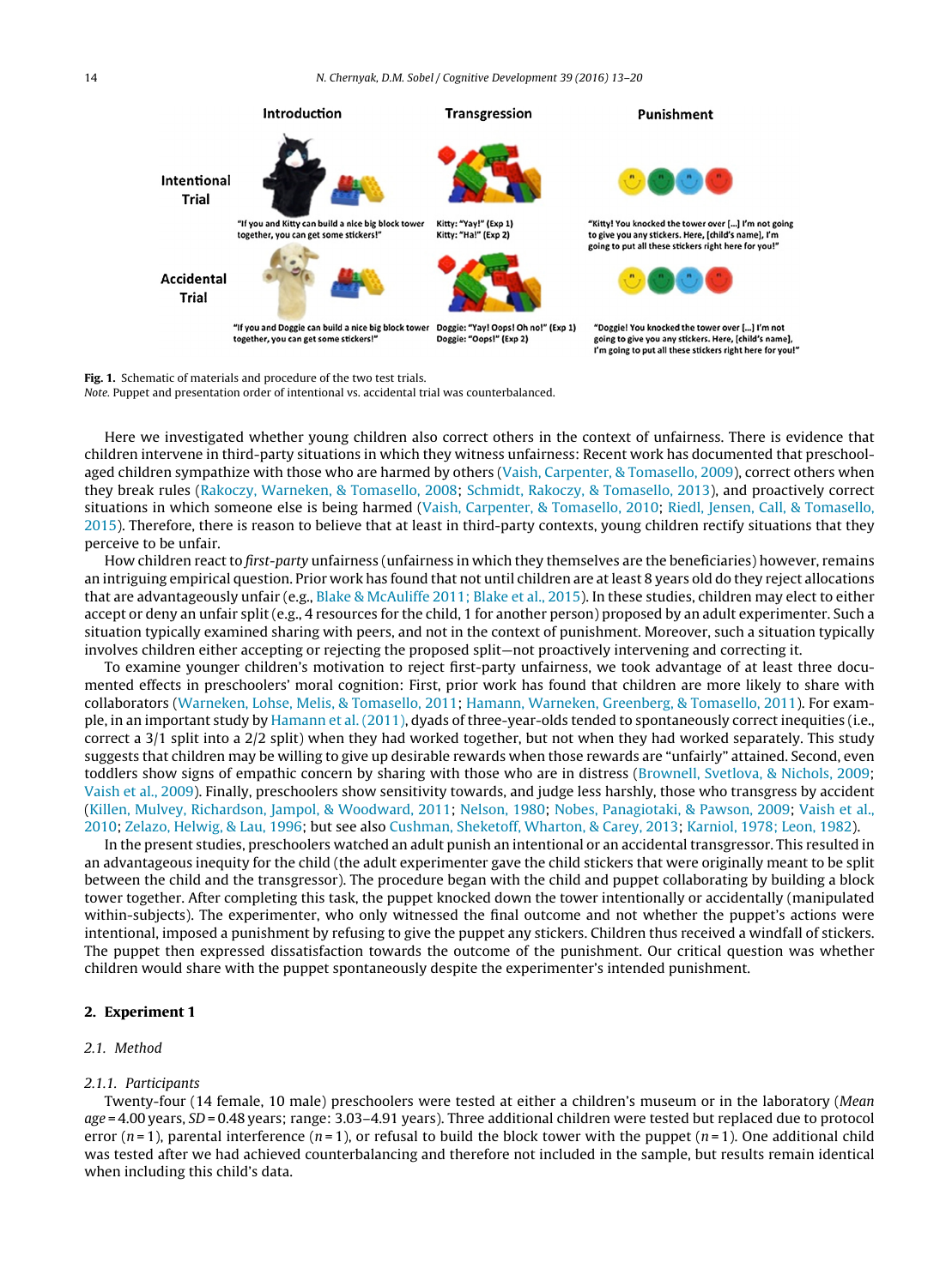| | Introduction | Transgression | Punishment |
|---|---|---|---|
| Intentional Trial | "If you and Kitty can build a nice big block tower together, you can get some stickers!" | Kitty: "Yay!" (Exp 1) Kitty: "Ha!" (Exp 2) | "Kitty! You knocked the tower over [...] I'm not going to give you any stickers. Here, [child's name], I'm going to put all these stickers right here for you!" |
| Accidental Trial | "If you and Doggie can build a nice big block tower together, you can get some stickers!" | Doggie: "Yay! Oops! Oh no!" (Exp 1) Doggie: "Oops!" (Exp 2) | "Doggie! You knocked the tower over [...] I'm not going to give you any stickers. Here, [child's name], I'm going to put all these stickers right here for you!" |

**Fig. 1.** Schematic of materials and procedure of the two test trials.
*Note.* Puppet and presentation order of intentional vs. accidental trial was counterbalanced.

Here we investigated whether young children also correct others in the context of unfairness. There is evidence that children intervene in third-party situations in which they witness unfairness: Recent work has documented that preschool-aged children sympathize with those who are harmed by others (Vaish, Carpenter, & Tomasello, 2009), correct others when they break rules (Rakoczy, Warneken, & Tomasello, 2008; Schmidt, Rakoczy, & Tomasello, 2013), and proactively correct situations in which someone else is being harmed (Vaish, Carpenter, & Tomasello, 2010; Riedl, Jensen, Call, & Tomasello, 2015). Therefore, there is reason to believe that at least in third-party contexts, young children rectify situations that they perceive to be unfair.

How children react to *first-party* unfairness (unfairness in which they themselves are the beneficiaries) however, remains an intriguing empirical question. Prior work has found that not until children are at least 8 years old do they reject allocations that are advantageously unfair (e.g., Blake & McAuliffe 2011; Blake et al., 2015). In these studies, children may elect to either accept or deny an unfair split (e.g., 4 resources for the child, 1 for another person) proposed by an adult experimenter. Such a situation typically examined sharing with peers, and not in the context of punishment. Moreover, such a situation typically involves children either accepting or rejecting the proposed split—not proactively intervening and correcting it.

To examine younger children's motivation to reject first-party unfairness, we took advantage of at least three documented effects in preschoolers' moral cognition: First, prior work has found that children are more likely to share with collaborators (Warneken, Lohse, Melis, & Tomasello, 2011; Hamann, Warneken, Greenberg, & Tomasello, 2011). For example, in an important study by Hamann et al. (2011), dyads of three-year-olds tended to spontaneously correct inequities (i.e., correct a 3/1 split into a 2/2 split) when they had worked together, but not when they had worked separately. This study suggests that children may be willing to give up desirable rewards when those rewards are "unfairly" attained. Second, even toddlers show signs of empathic concern by sharing with those who are in distress (Brownell, Svetlova, & Nichols, 2009; Vaish et al., 2009). Finally, preschoolers show sensitivity towards, and judge less harshly, those who transgress by accident (Killen, Mulvey, Richardson, Jampol, & Woodward, 2011; Nelson, 1980; Nobes, Panagiotaki, & Pawson, 2009; Vaish et al., 2010; Zelazo, Helwig, & Lau, 1996; but see also Cushman, Sheketoff, Wharton, & Carey, 2013; Karniol, 1978; Leon, 1982).

In the present studies, preschoolers watched an adult punish an intentional or an accidental transgressor. This resulted in an advantageous inequity for the child (the adult experimenter gave the child stickers that were originally meant to be split between the child and the transgressor). The procedure began with the child and puppet collaborating by building a block tower together. After completing this task, the puppet knocked down the tower intentionally or accidentally (manipulated within-subjects). The experimenter, who only witnessed the final outcome and not whether the puppet's actions were intentional, imposed a punishment by refusing to give the puppet any stickers. Children thus received a windfall of stickers. The puppet then expressed dissatisfaction towards the outcome of the punishment. Our critical question was whether children would share with the puppet spontaneously despite the experimenter's intended punishment.

## 2. Experiment 1

### 2.1. Method

#### 2.1.1. Participants

Twenty-four (14 female, 10 male) preschoolers were tested at either a children's museum or in the laboratory (*Mean age* = 4.00 years, *SD* = 0.48 years; range: 3.03–4.91 years). Three additional children were tested but replaced due to protocol error ($n = 1$), parental interference ($n = 1$), or refusal to build the block tower with the puppet ($n = 1$). One additional child was tested after we had achieved counterbalancing and therefore not included in the sample, but results remain identical when including this child's data.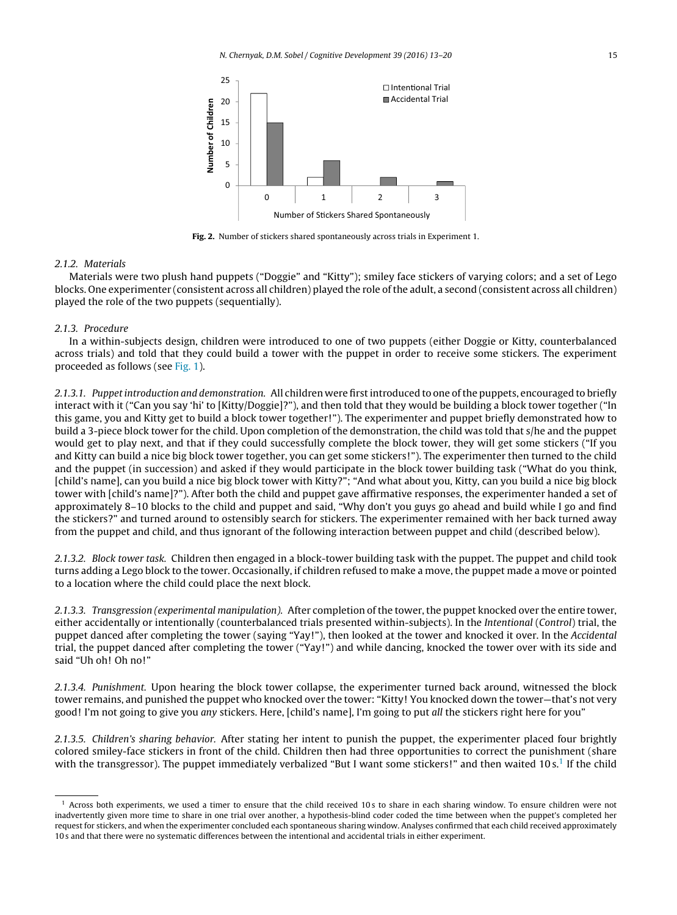25
20
15
10
5
0
Number of Children
0
1
2
3
Number of Stickers Shared Spontaneously
Intentional Trial
Accidental Trial

**Fig. 2.** Number of stickers shared spontaneously across trials in Experiment 1.

### 2.1.2. Materials

Materials were two plush hand puppets ("Doggie" and "Kitty"); smiley face stickers of varying colors; and a set of Lego blocks. One experimenter (consistent across all children) played the role of the adult, a second (consistent across all children) played the role of the two puppets (sequentially).

### 2.1.3. Procedure

In a within-subjects design, children were introduced to one of two puppets (either Doggie or Kitty, counterbalanced across trials) and told that they could build a tower with the puppet in order to receive some stickers. The experiment proceeded as follows (see Fig. 1).

*2.1.3.1. Puppet introduction and demonstration.* All children were first introduced to one of the puppets, encouraged to briefly interact with it ("Can you say 'hi' to [Kitty/Doggie]?"), and then told that they would be building a block tower together ("In this game, you and Kitty get to build a block tower together!"). The experimenter and puppet briefly demonstrated how to build a 3-piece block tower for the child. Upon completion of the demonstration, the child was told that s/he and the puppet would get to play next, and that if they could successfully complete the block tower, they will get some stickers ("If you and Kitty can build a nice big block tower together, you can get some stickers!"). The experimenter then turned to the child and the puppet (in succession) and asked if they would participate in the block tower building task ("What do you think, [child's name], can you build a nice big block tower with Kitty?"; "And what about you, Kitty, can you build a nice big block tower with [child's name]?"). After both the child and puppet gave affirmative responses, the experimenter handed a set of approximately 8–10 blocks to the child and puppet and said, "Why don't you guys go ahead and build while I go and find the stickers?" and turned around to ostensibly search for stickers. The experimenter remained with her back turned away from the puppet and child, and thus ignorant of the following interaction between puppet and child (described below).

*2.1.3.2. Block tower task.* Children then engaged in a block-tower building task with the puppet. The puppet and child took turns adding a Lego block to the tower. Occasionally, if children refused to make a move, the puppet made a move or pointed to a location where the child could place the next block.

*2.1.3.3. Transgression (experimental manipulation).* After completion of the tower, the puppet knocked over the entire tower, either accidentally or intentionally (counterbalanced trials presented within-subjects). In the *Intentional* (*Control*) trial, the puppet danced after completing the tower (saying "Yay!"), then looked at the tower and knocked it over. In the *Accidental* trial, the puppet danced after completing the tower ("Yay!") and while dancing, knocked the tower over with its side and said "Uh oh! Oh no!"

*2.1.3.4. Punishment.* Upon hearing the block tower collapse, the experimenter turned back around, witnessed the block tower remains, and punished the puppet who knocked over the tower: "Kitty! You knocked down the tower—that's not very good! I'm not going to give you *any* stickers. Here, [child's name], I'm going to put *all* the stickers right here for you"

*2.1.3.5. Children's sharing behavior.* After stating her intent to punish the puppet, the experimenter placed four brightly colored smiley-face stickers in front of the child. Children then had three opportunities to correct the punishment (share with the transgressor). The puppet immediately verbalized "But I want some stickers!" and then waited 10 s.[1] If the child

[1] Across both experiments, we used a timer to ensure that the child received 10 s to share in each sharing window. To ensure children were not inadvertently given more time to share in one trial over another, a hypothesis-blind coder coded the time between when the puppet's completed her request for stickers, and when the experimenter concluded each spontaneous sharing window. Analyses confirmed that each child received approximately 10 s and that there were no systematic differences between the intentional and accidental trials in either experiment.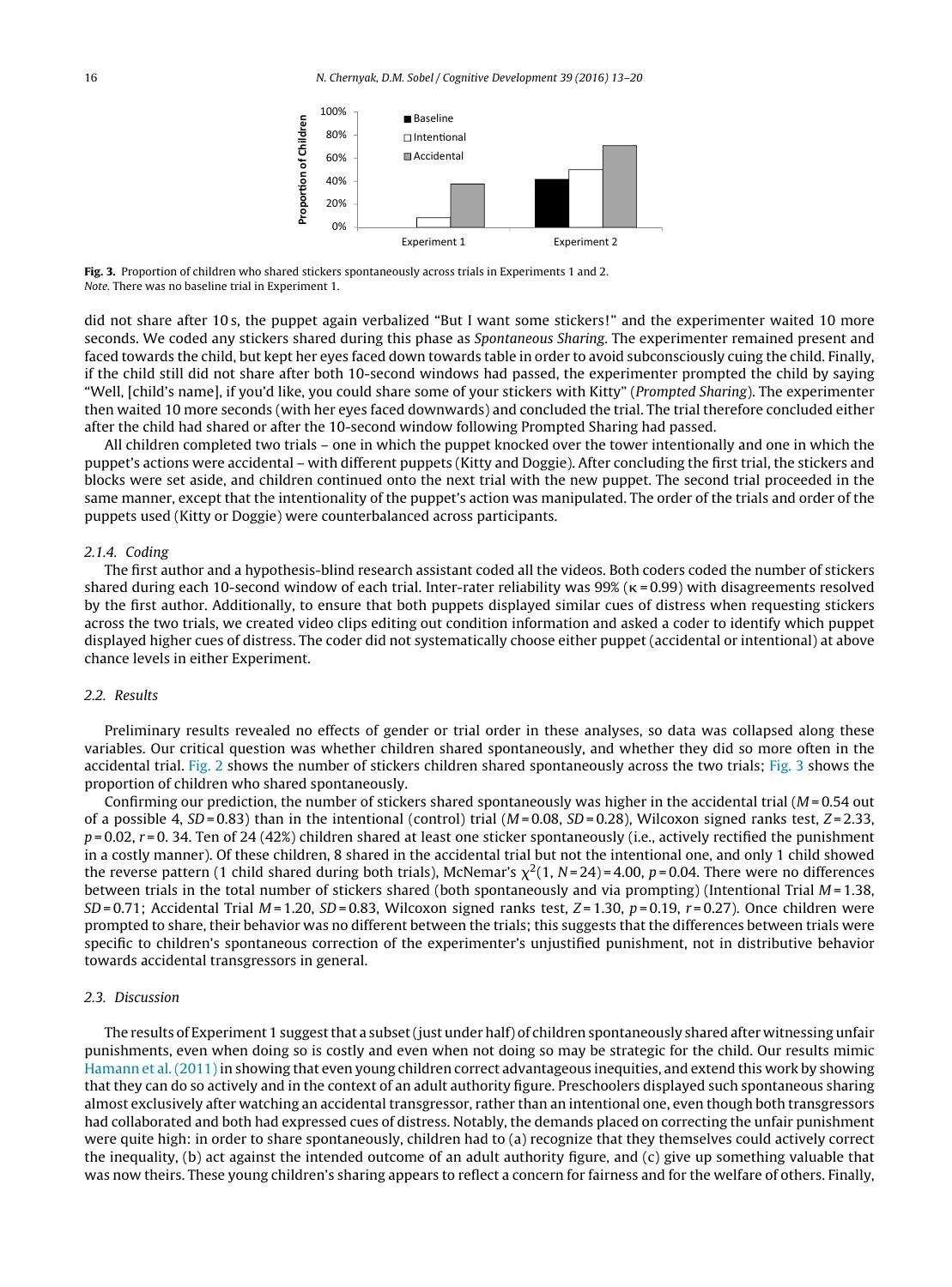**Fig. 3.** Proportion of children who shared stickers spontaneously across trials in Experiments 1 and 2.
*Note.* There was no baseline trial in Experiment 1.

did not share after 10 s, the puppet again verbalized "But I want some stickers!" and the experimenter waited 10 more seconds. We coded any stickers shared during this phase as *Spontaneous Sharing*. The experimenter remained present and faced towards the child, but kept her eyes faced down towards table in order to avoid subconsciously cuing the child. Finally, if the child still did not share after both 10-second windows had passed, the experimenter prompted the child by saying "Well, [child's name], if you'd like, you could share some of your stickers with Kitty" (*Prompted Sharing*). The experimenter then waited 10 more seconds (with her eyes faced downwards) and concluded the trial. The trial therefore concluded either after the child had shared or after the 10-second window following Prompted Sharing had passed.

All children completed two trials – one in which the puppet knocked over the tower intentionally and one in which the puppet's actions were accidental – with different puppets (Kitty and Doggie). After concluding the first trial, the stickers and blocks were set aside, and children continued onto the next trial with the new puppet. The second trial proceeded in the same manner, except that the intentionality of the puppet's action was manipulated. The order of the trials and order of the puppets used (Kitty or Doggie) were counterbalanced across participants.

#### *2.1.4. Coding*

The first author and a hypothesis-blind research assistant coded all the videos. Both coders coded the number of stickers shared during each 10-second window of each trial. Inter-rater reliability was 99% ($\kappa = 0.99$) with disagreements resolved by the first author. Additionally, to ensure that both puppets displayed similar cues of distress when requesting stickers across the two trials, we created video clips editing out condition information and asked a coder to identify which puppet displayed higher cues of distress. The coder did not systematically choose either puppet (accidental or intentional) at above chance levels in either Experiment.

### *2.2. Results*

Preliminary results revealed no effects of gender or trial order in these analyses, so data was collapsed along these variables. Our critical question was whether children shared spontaneously, and whether they did so more often in the accidental trial. Fig. 2 shows the number of stickers children shared spontaneously across the two trials; Fig. 3 shows the proportion of children who shared spontaneously.

Confirming our prediction, the number of stickers shared spontaneously was higher in the accidental trial ($M = 0.54$ out of a possible 4, $SD = 0.83$) than in the intentional (control) trial ($M = 0.08$, $SD = 0.28$), Wilcoxon signed ranks test, $Z = 2.33$, $p = 0.02$, $r = 0.34$. Ten of 24 (42%) children shared at least one sticker spontaneously (i.e., actively rectified the punishment in a costly manner). Of these children, 8 shared in the accidental trial but not the intentional one, and only 1 child showed the reverse pattern (1 child shared during both trials), McNemar's $\chi^2(1, N = 24) = 4.00$, $p = 0.04$. There were no differences between trials in the total number of stickers shared (both spontaneously and via prompting) (Intentional Trial $M = 1.38$, $SD = 0.71$; Accidental Trial $M = 1.20$, $SD = 0.83$, Wilcoxon signed ranks test, $Z = 1.30$, $p = 0.19$, $r = 0.27$). Once children were prompted to share, their behavior was no different between the trials; this suggests that the differences between trials were specific to children's spontaneous correction of the experimenter's unjustified punishment, not in distributive behavior towards accidental transgressors in general.

### *2.3. Discussion*

The results of Experiment 1 suggest that a subset (just under half) of children spontaneously shared after witnessing unfair punishments, even when doing so is costly and even when not doing so may be strategic for the child. Our results mimic Hamann et al. (2011) in showing that even young children correct advantageous inequities, and extend this work by showing that they can do so actively and in the context of an adult authority figure. Preschoolers displayed such spontaneous sharing almost exclusively after watching an accidental transgressor, rather than an intentional one, even though both transgressors had collaborated and both had expressed cues of distress. Notably, the demands placed on correcting the unfair punishment were quite high: in order to share spontaneously, children had to (a) recognize that they themselves could actively correct the inequality, (b) act against the intended outcome of an adult authority figure, and (c) give up something valuable that was now theirs. These young children's sharing appears to reflect a concern for fairness and for the welfare of others. Finally,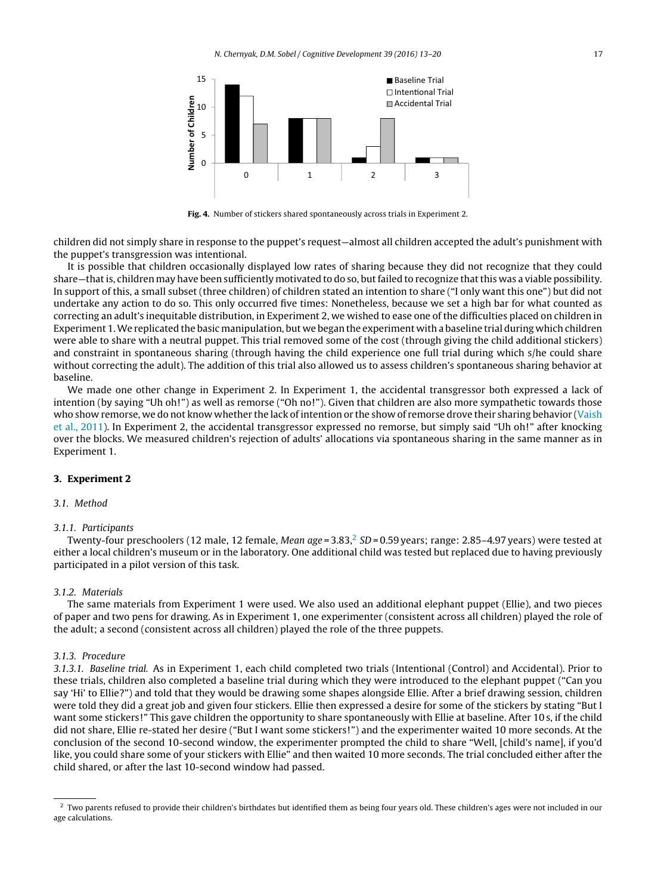Fig. 4. Number of stickers shared spontaneously across trials in Experiment 2.

children did not simply share in response to the puppet's request—almost all children accepted the adult's punishment with the puppet's transgression was intentional.

It is possible that children occasionally displayed low rates of sharing because they did not recognize that they could share—that is, children may have been sufficiently motivated to do so, but failed to recognize that this was a viable possibility. In support of this, a small subset (three children) of children stated an intention to share ("I only want this one") but did not undertake any action to do so. This only occurred five times: Nonetheless, because we set a high bar for what counted as correcting an adult's inequitable distribution, in Experiment 2, we wished to ease one of the difficulties placed on children in Experiment 1. We replicated the basic manipulation, but we began the experiment with a baseline trial during which children were able to share with a neutral puppet. This trial removed some of the cost (through giving the child additional stickers) and constraint in spontaneous sharing (through having the child experience one full trial during which s/he could share without correcting the adult). The addition of this trial also allowed us to assess children's spontaneous sharing behavior at baseline.

We made one other change in Experiment 2. In Experiment 1, the accidental transgressor both expressed a lack of intention (by saying "Uh oh!") as well as remorse ("Oh no!"). Given that children are also more sympathetic towards those who show remorse, we do not know whether the lack of intention or the show of remorse drove their sharing behavior (Vaish et al., 2011). In Experiment 2, the accidental transgressor expressed no remorse, but simply said "Uh oh!" after knocking over the blocks. We measured children's rejection of adults' allocations via spontaneous sharing in the same manner as in Experiment 1.

## 3. Experiment 2

### 3.1. Method

#### 3.1.1. Participants

Twenty-four preschoolers (12 male, 12 female, *Mean age* = 3.83,[2] *SD* = 0.59 years; range: 2.85–4.97 years) were tested at either a local children's museum or in the laboratory. One additional child was tested but replaced due to having previously participated in a pilot version of this task.

#### 3.1.2. Materials

The same materials from Experiment 1 were used. We also used an additional elephant puppet (Ellie), and two pieces of paper and two pens for drawing. As in Experiment 1, one experimenter (consistent across all children) played the role of the adult; a second (consistent across all children) played the role of the three puppets.

#### 3.1.3. Procedure

*3.1.3.1. Baseline trial.* As in Experiment 1, each child completed two trials (Intentional (Control) and Accidental). Prior to these trials, children also completed a baseline trial during which they were introduced to the elephant puppet ("Can you say 'Hi' to Ellie?") and told that they would be drawing some shapes alongside Ellie. After a brief drawing session, children were told they did a great job and given four stickers. Ellie then expressed a desire for some of the stickers by stating "But I want some stickers!" This gave children the opportunity to share spontaneously with Ellie at baseline. After 10 s, if the child did not share, Ellie re-stated her desire ("But I want some stickers!") and the experimenter waited 10 more seconds. At the conclusion of the second 10-second window, the experimenter prompted the child to share "Well, [child's name], if you'd like, you could share some of your stickers with Ellie" and then waited 10 more seconds. The trial concluded either after the child shared, or after the last 10-second window had passed.

---

[2] Two parents refused to provide their children's birthdates but identified them as being four years old. These children's ages were not included in our age calculations.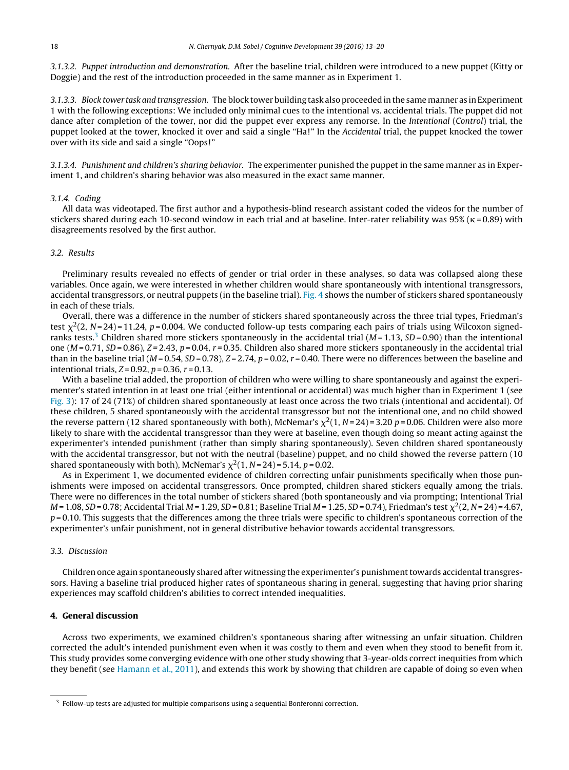*3.1.3.2. Puppet introduction and demonstration.* After the baseline trial, children were introduced to a new puppet (Kitty or Doggie) and the rest of the introduction proceeded in the same manner as in Experiment 1.

*3.1.3.3. Block tower task and transgression.* The block tower building task also proceeded in the same manner as in Experiment 1 with the following exceptions: We included only minimal cues to the intentional vs. accidental trials. The puppet did not dance after completion of the tower, nor did the puppet ever express any remorse. In the *Intentional* (*Control*) trial, the puppet looked at the tower, knocked it over and said a single "Ha!" In the *Accidental* trial, the puppet knocked the tower over with its side and said a single "Oops!"

*3.1.3.4. Punishment and children's sharing behavior.* The experimenter punished the puppet in the same manner as in Experiment 1, and children's sharing behavior was also measured in the exact same manner.

### 3.1.4. Coding

All data was videotaped. The first author and a hypothesis-blind research assistant coded the videos for the number of stickers shared during each 10-second window in each trial and at baseline. Inter-rater reliability was 95% ($\kappa = 0.89$) with disagreements resolved by the first author.

## 3.2. Results

Preliminary results revealed no effects of gender or trial order in these analyses, so data was collapsed along these variables. Once again, we were interested in whether children would share spontaneously with intentional transgressors, accidental transgressors, or neutral puppets (in the baseline trial). Fig. 4 shows the number of stickers shared spontaneously in each of these trials.

Overall, there was a difference in the number of stickers shared spontaneously across the three trial types, Friedman's test $\chi^2(2, N = 24) = 11.24$, $p = 0.004$. We conducted follow-up tests comparing each pairs of trials using Wilcoxon signed-ranks tests.[3] Children shared more stickers spontaneously in the accidental trial ($M = 1.13$, $SD = 0.90$) than the intentional one ($M = 0.71$, $SD = 0.86$), $Z = 2.43$, $p = 0.04$, $r = 0.35$. Children also shared more stickers spontaneously in the accidental trial than in the baseline trial ($M = 0.54$, $SD = 0.78$), $Z = 2.74$, $p = 0.02$, $r = 0.40$. There were no differences between the baseline and intentional trials, $Z = 0.92$, $p = 0.36$, $r = 0.13$.

With a baseline trial added, the proportion of children who were willing to share spontaneously and against the experimenter's stated intention in at least one trial (either intentional or accidental) was much higher than in Experiment 1 (see Fig. 3): 17 of 24 (71%) of children shared spontaneously at least once across the two trials (intentional and accidental). Of these children, 5 shared spontaneously with the accidental transgressor but not the intentional one, and no child showed the reverse pattern (12 shared spontaneously with both), McNemar's $\chi^2(1, N = 24) = 3.20$ $p = 0.06$. Children were also more likely to share with the accidental transgressor than they were at baseline, even though doing so meant acting against the experimenter's intended punishment (rather than simply sharing spontaneously). Seven children shared spontaneously with the accidental transgressor, but not with the neutral (baseline) puppet, and no child showed the reverse pattern (10 shared spontaneously with both), McNemar's $\chi^2(1, N = 24) = 5.14$, $p = 0.02$.

As in Experiment 1, we documented evidence of children correcting unfair punishments specifically when those punishments were imposed on accidental transgressors. Once prompted, children shared stickers equally among the trials. There were no differences in the total number of stickers shared (both spontaneously and via prompting; Intentional Trial $M = 1.08$, $SD = 0.78$; Accidental Trial $M = 1.29$, $SD = 0.81$; Baseline Trial $M = 1.25$, $SD = 0.74$), Friedman's test $\chi^2(2, N = 24) = 4.67$, $p = 0.10$. This suggests that the differences among the three trials were specific to children's spontaneous correction of the experimenter's unfair punishment, not in general distributive behavior towards accidental transgressors.

## 3.3. Discussion

Children once again spontaneously shared after witnessing the experimenter's punishment towards accidental transgressors. Having a baseline trial produced higher rates of spontaneous sharing in general, suggesting that having prior sharing experiences may scaffold children's abilities to correct intended inequalities.

# 4. General discussion

Across two experiments, we examined children's spontaneous sharing after witnessing an unfair situation. Children corrected the adult's intended punishment even when it was costly to them and even when they stood to benefit from it. This study provides some converging evidence with one other study showing that 3-year-olds correct inequities from which they benefit (see Hamann et al., 2011), and extends this work by showing that children are capable of doing so even when

[3] Follow-up tests are adjusted for multiple comparisons using a sequential Bonferonni correction.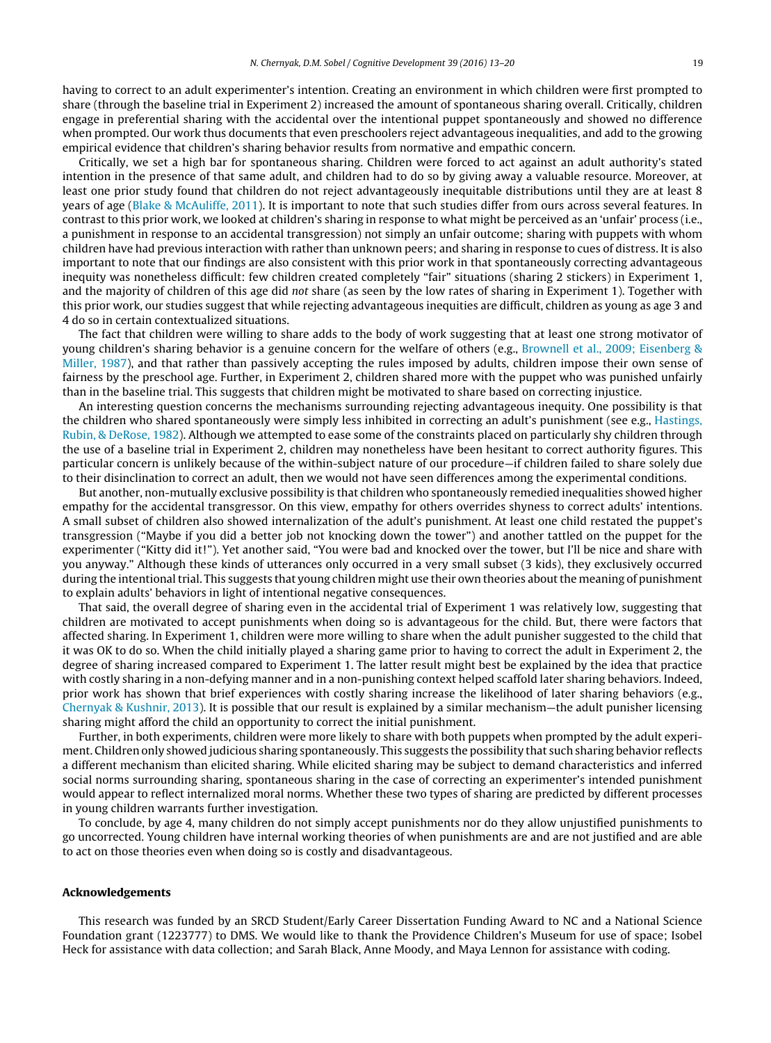having to correct to an adult experimenter's intention. Creating an environment in which children were first prompted to share (through the baseline trial in Experiment 2) increased the amount of spontaneous sharing overall. Critically, children engage in preferential sharing with the accidental over the intentional puppet spontaneously and showed no difference when prompted. Our work thus documents that even preschoolers reject advantageous inequalities, and add to the growing empirical evidence that children's sharing behavior results from normative and empathic concern.

Critically, we set a high bar for spontaneous sharing. Children were forced to act against an adult authority's stated intention in the presence of that same adult, and children had to do so by giving away a valuable resource. Moreover, at least one prior study found that children do not reject advantageously inequitable distributions until they are at least 8 years of age (Blake & McAuliffe, 2011). It is important to note that such studies differ from ours across several features. In contrast to this prior work, we looked at children's sharing in response to what might be perceived as an 'unfair' process (i.e., a punishment in response to an accidental transgression) not simply an unfair outcome; sharing with puppets with whom children have had previous interaction with rather than unknown peers; and sharing in response to cues of distress. It is also important to note that our findings are also consistent with this prior work in that spontaneously correcting advantageous inequity was nonetheless difficult: few children created completely "fair" situations (sharing 2 stickers) in Experiment 1, and the majority of children of this age did *not* share (as seen by the low rates of sharing in Experiment 1). Together with this prior work, our studies suggest that while rejecting advantageous inequities are difficult, children as young as age 3 and 4 do so in certain contextualized situations.

The fact that children were willing to share adds to the body of work suggesting that at least one strong motivator of young children's sharing behavior is a genuine concern for the welfare of others (e.g., Brownell et al., 2009; Eisenberg & Miller, 1987), and that rather than passively accepting the rules imposed by adults, children impose their own sense of fairness by the preschool age. Further, in Experiment 2, children shared more with the puppet who was punished unfairly than in the baseline trial. This suggests that children might be motivated to share based on correcting injustice.

An interesting question concerns the mechanisms surrounding rejecting advantageous inequity. One possibility is that the children who shared spontaneously were simply less inhibited in correcting an adult's punishment (see e.g., Hastings, Rubin, & DeRose, 1982). Although we attempted to ease some of the constraints placed on particularly shy children through the use of a baseline trial in Experiment 2, children may nonetheless have been hesitant to correct authority figures. This particular concern is unlikely because of the within-subject nature of our procedure—if children failed to share solely due to their disinclination to correct an adult, then we would not have seen differences among the experimental conditions.

But another, non-mutually exclusive possibility is that children who spontaneously remedied inequalities showed higher empathy for the accidental transgressor. On this view, empathy for others overrides shyness to correct adults' intentions. A small subset of children also showed internalization of the adult's punishment. At least one child restated the puppet's transgression ("Maybe if you did a better job not knocking down the tower") and another tattled on the puppet for the experimenter ("Kitty did it!"). Yet another said, "You were bad and knocked over the tower, but I'll be nice and share with you anyway." Although these kinds of utterances only occurred in a very small subset (3 kids), they exclusively occurred during the intentional trial. This suggests that young children might use their own theories about the meaning of punishment to explain adults' behaviors in light of intentional negative consequences.

That said, the overall degree of sharing even in the accidental trial of Experiment 1 was relatively low, suggesting that children are motivated to accept punishments when doing so is advantageous for the child. But, there were factors that affected sharing. In Experiment 1, children were more willing to share when the adult punisher suggested to the child that it was OK to do so. When the child initially played a sharing game prior to having to correct the adult in Experiment 2, the degree of sharing increased compared to Experiment 1. The latter result might best be explained by the idea that practice with costly sharing in a non-defying manner and in a non-punishing context helped scaffold later sharing behaviors. Indeed, prior work has shown that brief experiences with costly sharing increase the likelihood of later sharing behaviors (e.g., Chernyak & Kushnir, 2013). It is possible that our result is explained by a similar mechanism—the adult punisher licensing sharing might afford the child an opportunity to correct the initial punishment.

Further, in both experiments, children were more likely to share with both puppets when prompted by the adult experiment. Children only showed judicious sharing spontaneously. This suggests the possibility that such sharing behavior reflects a different mechanism than elicited sharing. While elicited sharing may be subject to demand characteristics and inferred social norms surrounding sharing, spontaneous sharing in the case of correcting an experimenter's intended punishment would appear to reflect internalized moral norms. Whether these two types of sharing are predicted by different processes in young children warrants further investigation.

To conclude, by age 4, many children do not simply accept punishments nor do they allow unjustified punishments to go uncorrected. Young children have internal working theories of when punishments are and are not justified and are able to act on those theories even when doing so is costly and disadvantageous.

## Acknowledgements

This research was funded by an SRCD Student/Early Career Dissertation Funding Award to NC and a National Science Foundation grant (1223777) to DMS. We would like to thank the Providence Children's Museum for use of space; Isobel Heck for assistance with data collection; and Sarah Black, Anne Moody, and Maya Lennon for assistance with coding.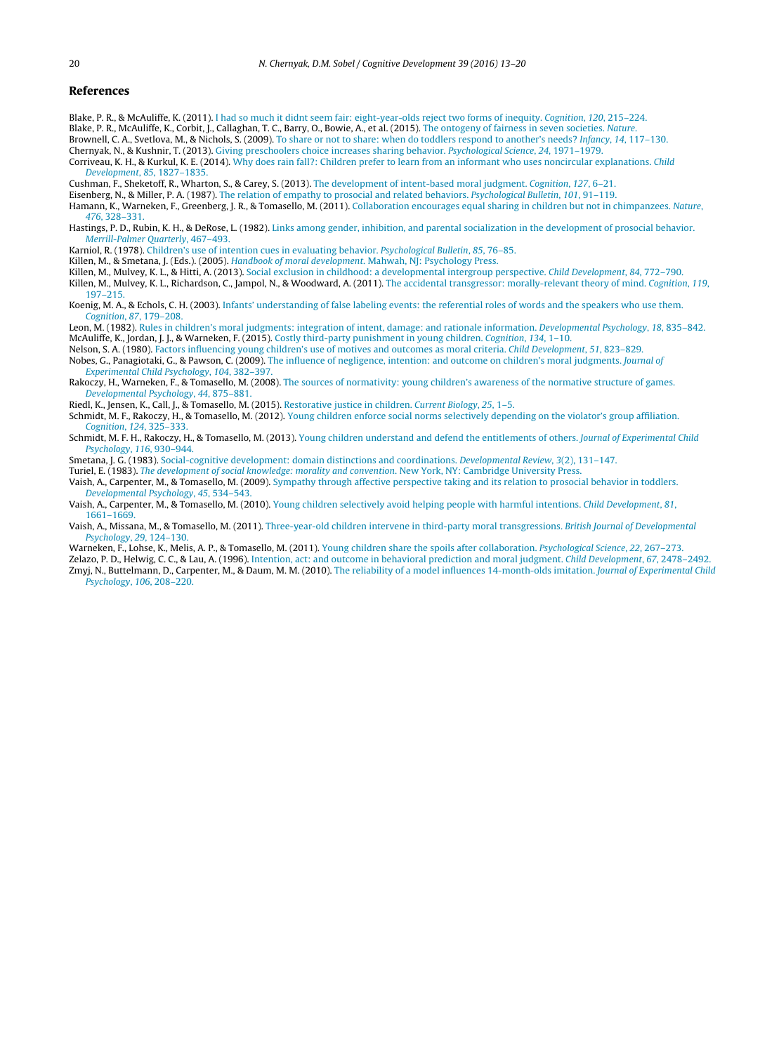## References

Blake, P. R., & McAuliffe, K. (2011). I had so much it didnt seem fair: eight-year-olds reject two forms of inequity. *Cognition*, *120*, 215–224.

Blake, P. R., McAuliffe, K., Corbit, J., Callaghan, T. C., Barry, O., Bowie, A., et al. (2015). The ontogeny of fairness in seven societies. *Nature*.

Brownell, C. A., Svetlova, M., & Nichols, S. (2009). To share or not to share: when do toddlers respond to another's needs? *Infancy*, *14*, 117–130.

Chernyak, N., & Kushnir, T. (2013). Giving preschoolers choice increases sharing behavior. *Psychological Science*, *24*, 1971–1979.

Corriveau, K. H., & Kurkul, K. E. (2014). Why does rain fall?: Children prefer to learn from an informant who uses noncircular explanations. *Child Development*, *85*, 1827–1835.

Cushman, F., Sheketoff, R., Wharton, S., & Carey, S. (2013). The development of intent-based moral judgment. *Cognition*, *127*, 6–21.

Eisenberg, N., & Miller, P. A. (1987). The relation of empathy to prosocial and related behaviors. *Psychological Bulletin*, *101*, 91–119.

Hamann, K., Warneken, F., Greenberg, J. R., & Tomasello, M. (2011). Collaboration encourages equal sharing in children but not in chimpanzees. *Nature*, *476*, 328–331.

Hastings, P. D., Rubin, K. H., & DeRose, L. (1982). Links among gender, inhibition, and parental socialization in the development of prosocial behavior. *Merrill-Palmer Quarterly*, 467–493.

Karniol, R. (1978). Children's use of intention cues in evaluating behavior. *Psychological Bulletin*, *85*, 76–85.

Killen, M., & Smetana, J. (Eds.). (2005). *Handbook of moral development*. Mahwah, NJ: Psychology Press.

Killen, M., Mulvey, K. L., & Hitti, A. (2013). Social exclusion in childhood: a developmental intergroup perspective. *Child Development*, *84*, 772–790.

Killen, M., Mulvey, K. L., Richardson, C., Jampol, N., & Woodward, A. (2011). The accidental transgressor: morally-relevant theory of mind. *Cognition*, *119*, 197–215.

Koenig, M. A., & Echols, C. H. (2003). Infants' understanding of false labeling events: the referential roles of words and the speakers who use them. *Cognition*, *87*, 179–208.

Leon, M. (1982). Rules in children's moral judgments: integration of intent, damage: and rationale information. *Developmental Psychology*, *18*, 835–842.

McAuliffe, K., Jordan, J. J., & Warneken, F. (2015). Costly third-party punishment in young children. *Cognition*, *134*, 1–10.

Nelson, S. A. (1980). Factors influencing young children's use of motives and outcomes as moral criteria. *Child Development*, *51*, 823–829.

Nobes, G., Panagiotaki, G., & Pawson, C. (2009). The influence of negligence, intention: and outcome on children's moral judgments. *Journal of Experimental Child Psychology*, *104*, 382–397.

Rakoczy, H., Warneken, F., & Tomasello, M. (2008). The sources of normativity: young children's awareness of the normative structure of games. *Developmental Psychology*, *44*, 875–881.

Riedl, K., Jensen, K., Call, J., & Tomasello, M. (2015). Restorative justice in children. *Current Biology*, *25*, 1–5.

Schmidt, M. F., Rakoczy, H., & Tomasello, M. (2012). Young children enforce social norms selectively depending on the violator's group affiliation. *Cognition*, *124*, 325–333.

Schmidt, M. F. H., Rakoczy, H., & Tomasello, M. (2013). Young children understand and defend the entitlements of others. *Journal of Experimental Child Psychology*, *116*, 930–944.

Smetana, J. G. (1983). Social-cognitive development: domain distinctions and coordinations. *Developmental Review*, *3*(2), 131–147.

Turiel, E. (1983). *The development of social knowledge: morality and convention*. New York, NY: Cambridge University Press.

Vaish, A., Carpenter, M., & Tomasello, M. (2009). Sympathy through affective perspective taking and its relation to prosocial behavior in toddlers. *Developmental Psychology*, *45*, 534–543.

Vaish, A., Carpenter, M., & Tomasello, M. (2010). Young children selectively avoid helping people with harmful intentions. *Child Development*, *81*, 1661–1669.

Vaish, A., Missana, M., & Tomasello, M. (2011). Three-year-old children intervene in third-party moral transgressions. *British Journal of Developmental Psychology*, *29*, 124–130.

Warneken, F., Lohse, K., Melis, A. P., & Tomasello, M. (2011). Young children share the spoils after collaboration. *Psychological Science*, *22*, 267–273.

Zelazo, P. D., Helwig, C. C., & Lau, A. (1996). Intention, act: and outcome in behavioral prediction and moral judgment. *Child Development*, *67*, 2478–2492.

Zmyj, N., Buttelmann, D., Carpenter, M., & Daum, M. M. (2010). The reliability of a model influences 14-month-olds imitation. *Journal of Experimental Child Psychology*, *106*, 208–220.